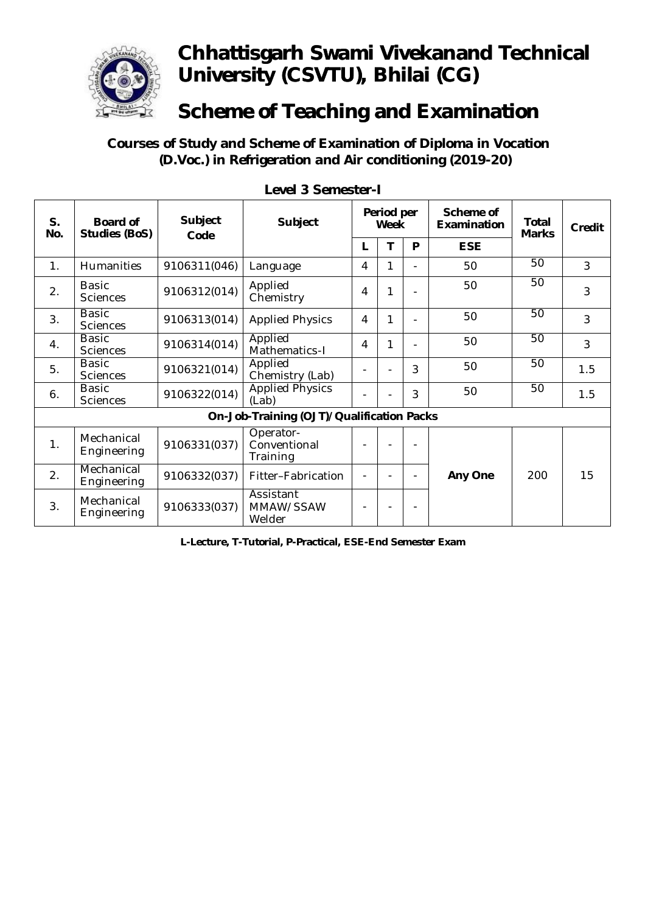# Chhattisgarh Swami Vivekanand Technical University (CSVTU), Bhilai (CG)

# Scheme of Teaching and Examination

### Courses of Study and Scheme of Examination of Diploma in Vocation (D.Voc.) in Refrigeration and Air conditioning (2019-20)

**Level 3 Semester-I**

| S. No. | Board of Studies (BoS) | Subject Code | Subject | Period per Week | | | Scheme of Examination | Total Marks | Credit |
|---|---|---|---|---|---|---|---|---|---|
| | | | | L | T | P | ESE | | |
| 1. | Humanities | 9106311(046) | Language | 4 | 1 | - | 50 | 50 | 3 |
| 2. | Basic Sciences | 9106312(014) | Applied Chemistry | 4 | 1 | - | 50 | 50 | 3 |
| 3. | Basic Sciences | 9106313(014) | Applied Physics | 4 | 1 | - | 50 | 50 | 3 |
| 4. | Basic Sciences | 9106314(014) | Applied Mathematics-I | 4 | 1 | - | 50 | 50 | 3 |
| 5. | Basic Sciences | 9106321(014) | Applied Chemistry (Lab) | - | - | 3 | 50 | 50 | 1.5 |
| 6. | Basic Sciences | 9106322(014) | Applied Physics (Lab) | - | - | 3 | 50 | 50 | 1.5 |
| **On-Job-Training (OJT)/Qualification Packs** | | | | | | | | | |
| 1. | Mechanical Engineering | 9106331(037) | Operator-Conventional Training | - | - | - | **Any One** | 200 | 15 |
| 2. | Mechanical Engineering | 9106332(037) | Fitter–Fabrication | - | - | - | | | |
| 3. | Mechanical Engineering | 9106333(037) | Assistant MMAW/SSAW Welder | - | - | - | | | |

**L-Lecture, T-Tutorial, P-Practical, ESE-End Semester Exam**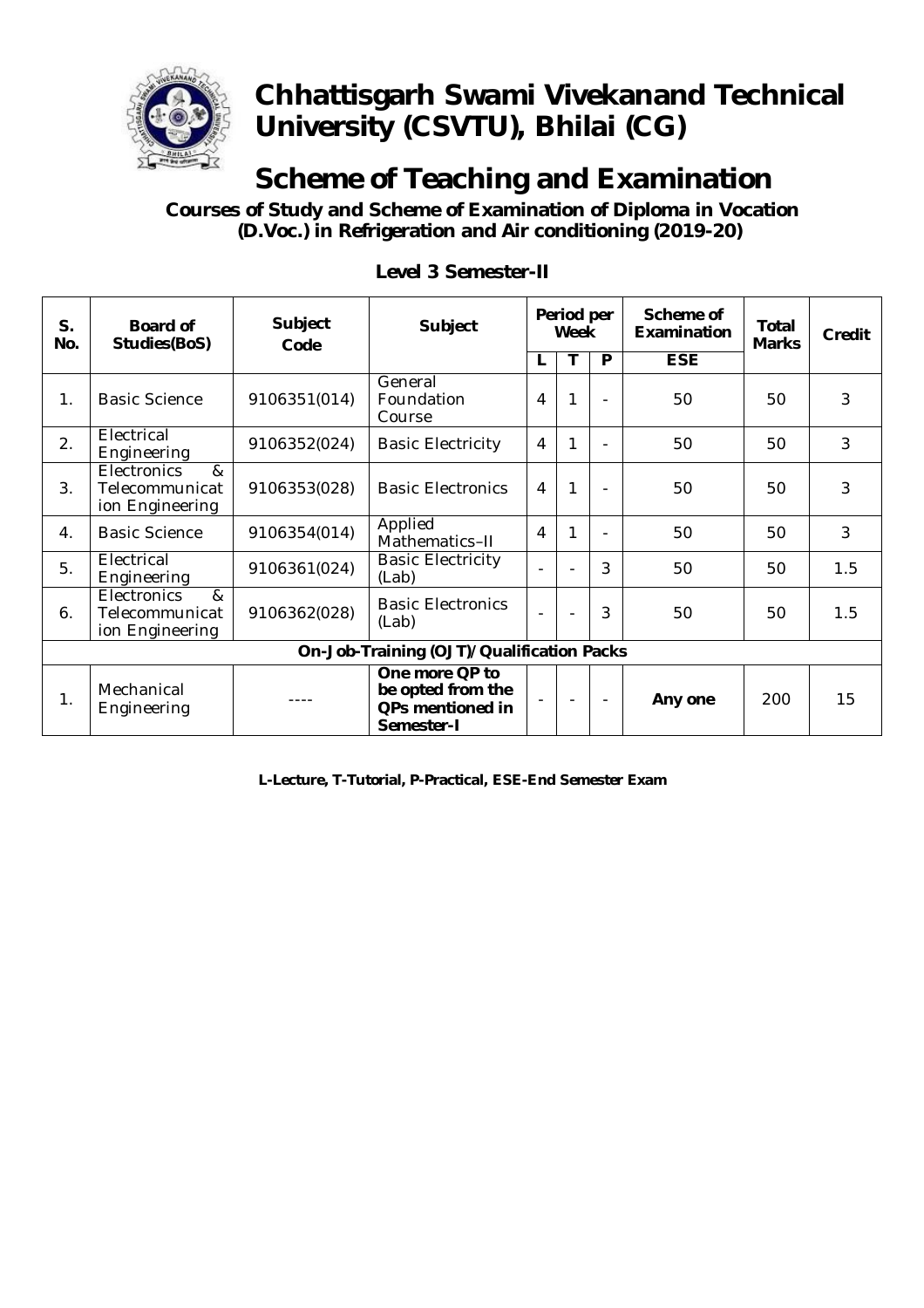# Chhattisgarh Swami Vivekanand Technical University (CSVTU), Bhilai (CG)

## Scheme of Teaching and Examination

**Courses of Study and Scheme of Examination of Diploma in Vocation (D.Voc.) in Refrigeration and Air conditioning (2019-20)**

**Level 3 Semester-II**

| S. No. | Board of Studies(BoS) | Subject Code | Subject | Period per Week | | | Scheme of Examination | Total Marks | Credit |
|---|---|---|---|---|---|---|---|---|---|
| | | | | L | T | P | ESE | | |
| 1. | Basic Science | 9106351(014) | General Foundation Course | 4 | 1 | - | 50 | 50 | 3 |
| 2. | Electrical Engineering | 9106352(024) | Basic Electricity | 4 | 1 | - | 50 | 50 | 3 |
| 3. | Electronics & Telecommunication Engineering | 9106353(028) | Basic Electronics | 4 | 1 | - | 50 | 50 | 3 |
| 4. | Basic Science | 9106354(014) | Applied Mathematics–II | 4 | 1 | - | 50 | 50 | 3 |
| 5. | Electrical Engineering | 9106361(024) | Basic Electricity (Lab) | - | - | 3 | 50 | 50 | 1.5 |
| 6. | Electronics & Telecommunication Engineering | 9106362(028) | Basic Electronics (Lab) | - | - | 3 | 50 | 50 | 1.5 |
| **On-Job-Training (OJT)/Qualification Packs** | | | | | | | | | |
| 1. | Mechanical Engineering | ---- | **One more QP to be opted from the QPs mentioned in Semester-I** | - | - | - | **Any one** | 200 | 15 |

**L-Lecture, T-Tutorial, P-Practical, ESE-End Semester Exam**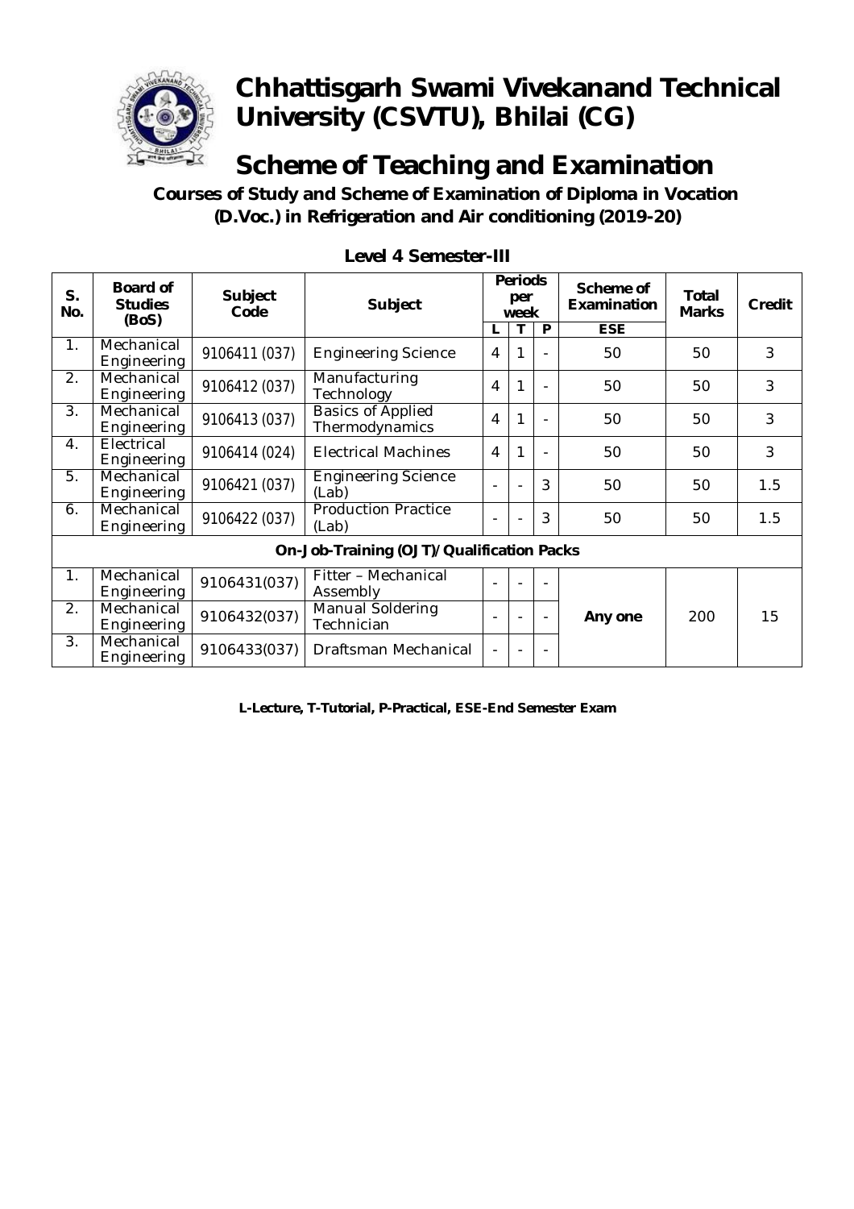# Chhattisgarh Swami Vivekanand Technical University (CSVTU), Bhilai (CG)

## Scheme of Teaching and Examination

**Courses of Study and Scheme of Examination of Diploma in Vocation (D.Voc.) in Refrigeration and Air conditioning (2019-20)**

### Level 4 Semester-III

| S. No. | Board of Studies (BoS) | Subject Code | Subject | Periods per week | | | Scheme of Examination | Total Marks | Credit |
|---|---|---|---|---|---|---|---|---|---|
| | | | | L | T | P | ESE | | |
| 1. | Mechanical Engineering | 9106411 (037) | Engineering Science | 4 | 1 | - | 50 | 50 | 3 |
| 2. | Mechanical Engineering | 9106412 (037) | Manufacturing Technology | 4 | 1 | - | 50 | 50 | 3 |
| 3. | Mechanical Engineering | 9106413 (037) | Basics of Applied Thermodynamics | 4 | 1 | - | 50 | 50 | 3 |
| 4. | Electrical Engineering | 9106414 (024) | Electrical Machines | 4 | 1 | - | 50 | 50 | 3 |
| 5. | Mechanical Engineering | 9106421 (037) | Engineering Science (Lab) | - | - | 3 | 50 | 50 | 1.5 |
| 6. | Mechanical Engineering | 9106422 (037) | Production Practice (Lab) | - | - | 3 | 50 | 50 | 1.5 |
| **On-Job-Training (OJT)/Qualification Packs** | | | | | | | | | |
| 1. | Mechanical Engineering | 9106431(037) | Fitter – Mechanical Assembly | - | - | - | **Any one** | 200 | 15 |
| 2. | Mechanical Engineering | 9106432(037) | Manual Soldering Technician | - | - | - | | | |
| 3. | Mechanical Engineering | 9106433(037) | Draftsman Mechanical | - | - | - | | | |

**L-Lecture, T-Tutorial, P-Practical, ESE-End Semester Exam**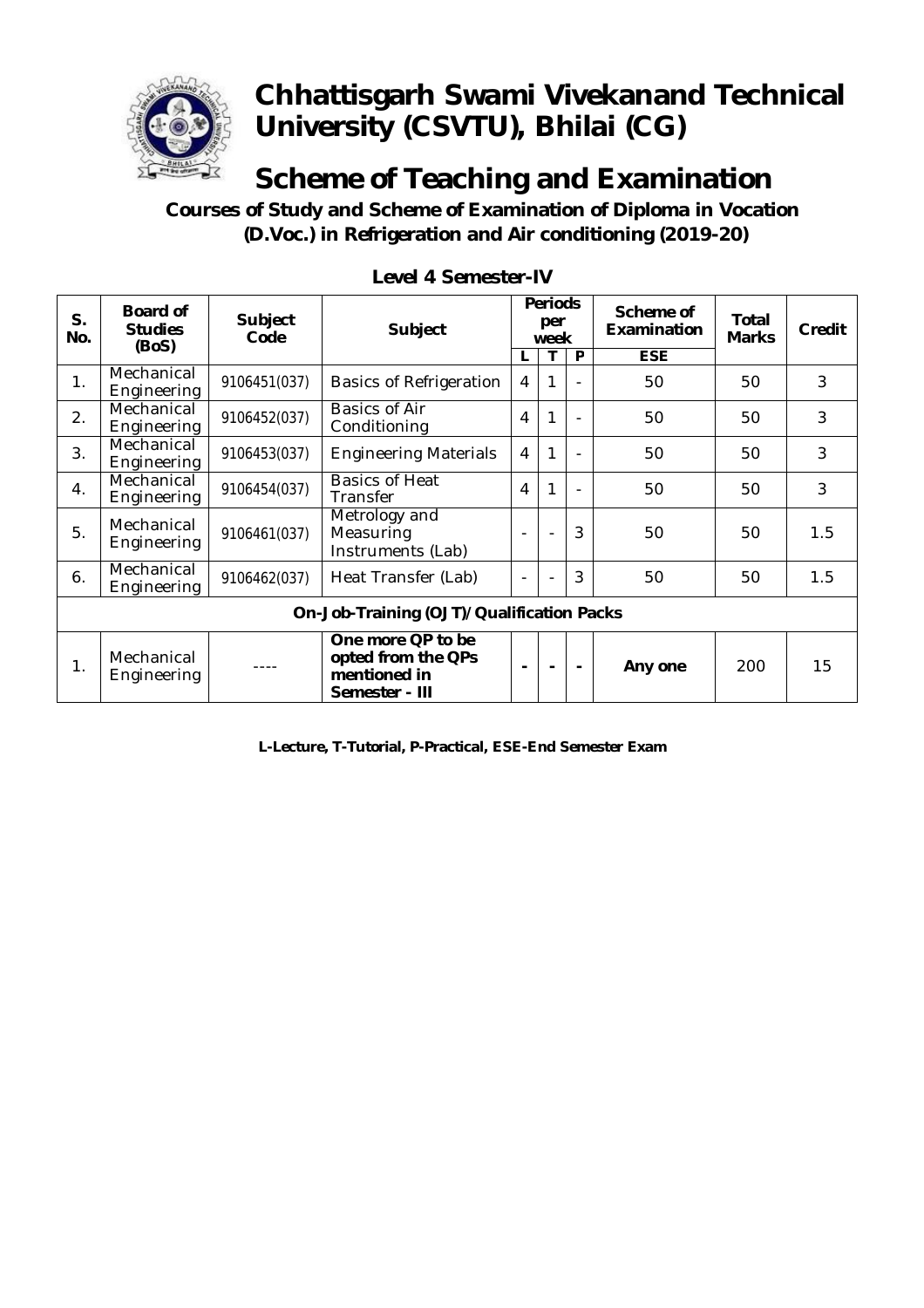# Chhattisgarh Swami Vivekanand Technical University (CSVTU), Bhilai (CG)

## Scheme of Teaching and Examination

**Courses of Study and Scheme of Examination of Diploma in Vocation (D.Voc.) in Refrigeration and Air conditioning (2019-20)**

### Level 4 Semester-IV

| S. No. | Board of Studies (BoS) | Subject Code | Subject | Periods per week | | | Scheme of Examination | Total Marks | Credit |
|---|---|---|---|---|---|---|---|---|---|
| | | | | L | T | P | ESE | | |
| 1. | Mechanical Engineering | 9106451(037) | Basics of Refrigeration | 4 | 1 | - | 50 | 50 | 3 |
| 2. | Mechanical Engineering | 9106452(037) | Basics of Air Conditioning | 4 | 1 | - | 50 | 50 | 3 |
| 3. | Mechanical Engineering | 9106453(037) | Engineering Materials | 4 | 1 | - | 50 | 50 | 3 |
| 4. | Mechanical Engineering | 9106454(037) | Basics of Heat Transfer | 4 | 1 | - | 50 | 50 | 3 |
| 5. | Mechanical Engineering | 9106461(037) | Metrology and Measuring Instruments (Lab) | - | - | 3 | 50 | 50 | 1.5 |
| 6. | Mechanical Engineering | 9106462(037) | Heat Transfer (Lab) | - | - | 3 | 50 | 50 | 1.5 |
| **On-Job-Training (OJT)/Qualification Packs** | | | | | | | | | |
| 1. | Mechanical Engineering | ---- | **One more QP to be opted from the QPs mentioned in Semester - III** | - | - | - | **Any one** | 200 | 15 |

**L-Lecture, T-Tutorial, P-Practical, ESE-End Semester Exam**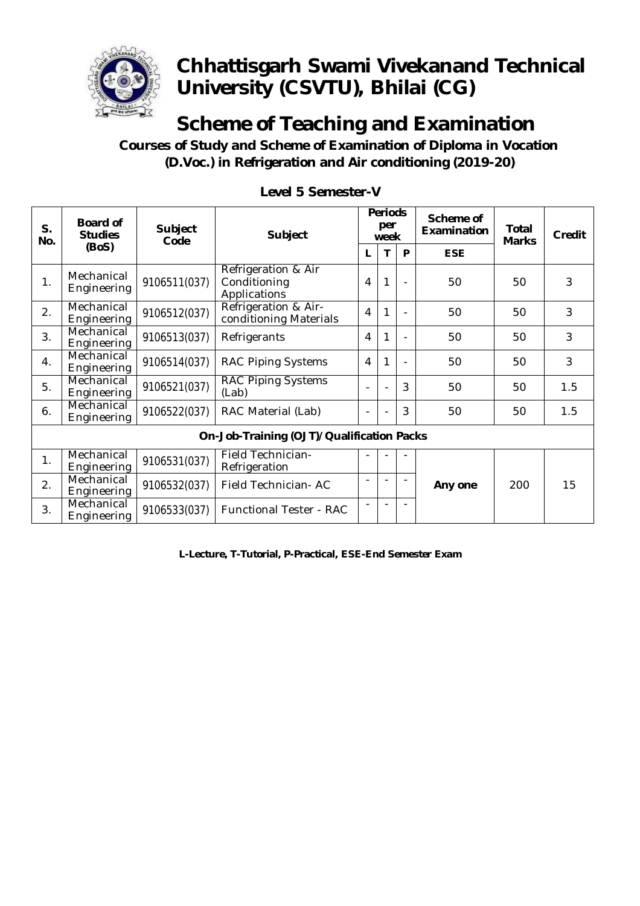# Chhattisgarh Swami Vivekanand Technical University (CSVTU), Bhilai (CG)

## Scheme of Teaching and Examination

### Courses of Study and Scheme of Examination of Diploma in Vocation (D.Voc.) in Refrigeration and Air conditioning (2019-20)

**Level 5 Semester-V**

| S. No. | Board of Studies (BoS) | Subject Code | Subject | Periods per week | | | Scheme of Examination | Total Marks | Credit |
|---|---|---|---|---|---|---|---|---|---|
| | | | | L | T | P | ESE | | |
| 1. | Mechanical Engineering | 9106511(037) | Refrigeration & Air Conditioning Applications | 4 | 1 | - | 50 | 50 | 3 |
| 2. | Mechanical Engineering | 9106512(037) | Refrigeration & Air-conditioning Materials | 4 | 1 | - | 50 | 50 | 3 |
| 3. | Mechanical Engineering | 9106513(037) | Refrigerants | 4 | 1 | - | 50 | 50 | 3 |
| 4. | Mechanical Engineering | 9106514(037) | RAC Piping Systems | 4 | 1 | - | 50 | 50 | 3 |
| 5. | Mechanical Engineering | 9106521(037) | RAC Piping Systems (Lab) | - | - | 3 | 50 | 50 | 1.5 |
| 6. | Mechanical Engineering | 9106522(037) | RAC Material (Lab) | - | - | 3 | 50 | 50 | 1.5 |
| **On-Job-Training (OJT)/Qualification Packs** | | | | | | | | | |
| 1. | Mechanical Engineering | 9106531(037) | Field Technician-Refrigeration | - | - | - | **Any one** | 200 | 15 |
| 2. | Mechanical Engineering | 9106532(037) | Field Technician- AC | - | - | - | | | |
| 3. | Mechanical Engineering | 9106533(037) | Functional Tester - RAC | - | - | - | | | |

**L-Lecture, T-Tutorial, P-Practical, ESE-End Semester Exam**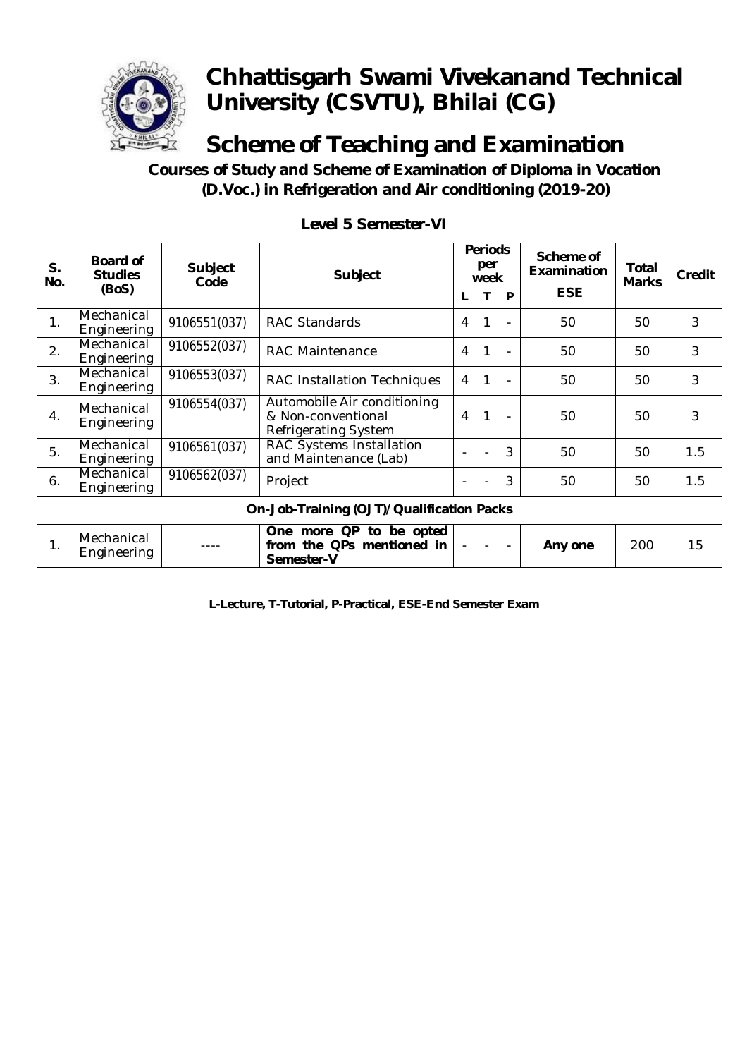# Chhattisgarh Swami Vivekanand Technical University (CSVTU), Bhilai (CG)

# Scheme of Teaching and Examination

**Courses of Study and Scheme of Examination of Diploma in Vocation (D.Voc.) in Refrigeration and Air conditioning (2019-20)**

**Level 5 Semester-VI**

| S. No. | Board of Studies (BoS) | Subject Code | Subject | Periods per week | | | Scheme of Examination | Total Marks | Credit |
|---|---|---|---|---|---|---|---|---|---|
| | | | | L | T | P | ESE | | |
| 1. | Mechanical Engineering | 9106551(037) | RAC Standards | 4 | 1 | - | 50 | 50 | 3 |
| 2. | Mechanical Engineering | 9106552(037) | RAC Maintenance | 4 | 1 | - | 50 | 50 | 3 |
| 3. | Mechanical Engineering | 9106553(037) | RAC Installation Techniques | 4 | 1 | - | 50 | 50 | 3 |
| 4. | Mechanical Engineering | 9106554(037) | Automobile Air conditioning & Non-conventional Refrigerating System | 4 | 1 | - | 50 | 50 | 3 |
| 5. | Mechanical Engineering | 9106561(037) | RAC Systems Installation and Maintenance (Lab) | - | - | 3 | 50 | 50 | 1.5 |
| 6. | Mechanical Engineering | 9106562(037) | Project | - | - | 3 | 50 | 50 | 1.5 |
| **On-Job-Training (OJT)/Qualification Packs** | | | | | | | | | |
| 1. | Mechanical Engineering | ---- | **One more QP to be opted from the QPs mentioned in Semester-V** | - | - | - | **Any one** | 200 | 15 |

**L-Lecture, T-Tutorial, P-Practical, ESE-End Semester Exam**